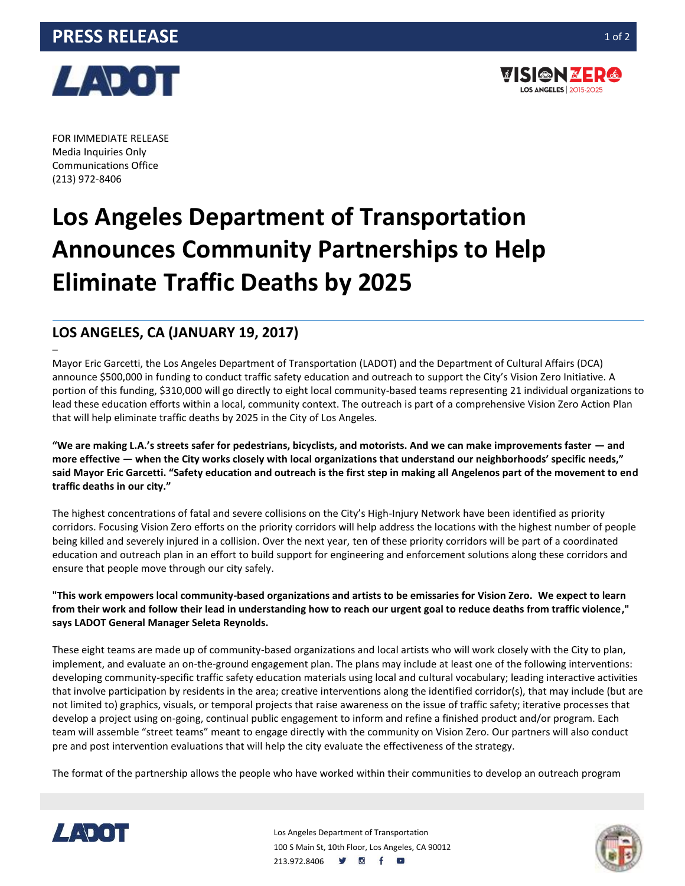PRESS RELEASE

FOR IMMEDIATE RELEASE
Media Inquiries Only
Communications Office
(213) 972-8406

# Los Angeles Department of Transportation Announces Community Partnerships to Help Eliminate Traffic Deaths by 2025

## LOS ANGELES, CA (JANUARY 19, 2017)

–

Mayor Eric Garcetti, the Los Angeles Department of Transportation (LADOT) and the Department of Cultural Affairs (DCA) announce $500,000 in funding to conduct traffic safety education and outreach to support the City's Vision Zero Initiative. A portion of this funding, $310,000 will go directly to eight local community-based teams representing 21 individual organizations to lead these education efforts within a local, community context. The outreach is part of a comprehensive Vision Zero Action Plan that will help eliminate traffic deaths by 2025 in the City of Los Angeles.

**"We are making L.A.'s streets safer for pedestrians, bicyclists, and motorists. And we can make improvements faster — and more effective — when the City works closely with local organizations that understand our neighborhoods' specific needs," said Mayor Eric Garcetti. "Safety education and outreach is the first step in making all Angelenos part of the movement to end traffic deaths in our city."**

The highest concentrations of fatal and severe collisions on the City's High-Injury Network have been identified as priority corridors. Focusing Vision Zero efforts on the priority corridors will help address the locations with the highest number of people being killed and severely injured in a collision. Over the next year, ten of these priority corridors will be part of a coordinated education and outreach plan in an effort to build support for engineering and enforcement solutions along these corridors and ensure that people move through our city safely.

**"This work empowers local community-based organizations and artists to be emissaries for Vision Zero. We expect to learn from their work and follow their lead in understanding how to reach our urgent goal to reduce deaths from traffic violence," says LADOT General Manager Seleta Reynolds.**

These eight teams are made up of community-based organizations and local artists who will work closely with the City to plan, implement, and evaluate an on-the-ground engagement plan. The plans may include at least one of the following interventions: developing community-specific traffic safety education materials using local and cultural vocabulary; leading interactive activities that involve participation by residents in the area; creative interventions along the identified corridor(s), that may include (but are not limited to) graphics, visuals, or temporal projects that raise awareness on the issue of traffic safety; iterative processes that develop a project using on-going, continual public engagement to inform and refine a finished product and/or program. Each team will assemble "street teams" meant to engage directly with the community on Vision Zero. Our partners will also conduct pre and post intervention evaluations that will help the city evaluate the effectiveness of the strategy.

The format of the partnership allows the people who have worked within their communities to develop an outreach program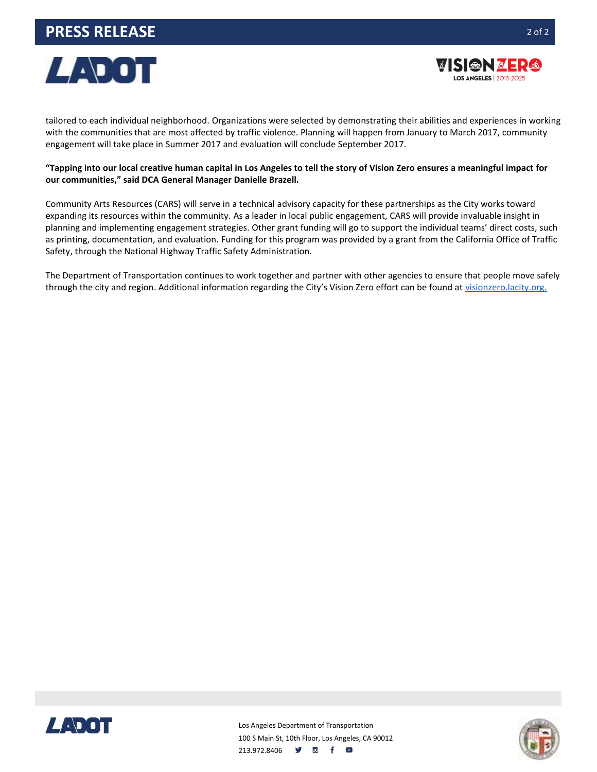tailored to each individual neighborhood. Organizations were selected by demonstrating their abilities and experiences in working with the communities that are most affected by traffic violence. Planning will happen from January to March 2017, community engagement will take place in Summer 2017 and evaluation will conclude September 2017.

**"Tapping into our local creative human capital in Los Angeles to tell the story of Vision Zero ensures a meaningful impact for our communities," said DCA General Manager Danielle Brazell.**

Community Arts Resources (CARS) will serve in a technical advisory capacity for these partnerships as the City works toward expanding its resources within the community. As a leader in local public engagement, CARS will provide invaluable insight in planning and implementing engagement strategies. Other grant funding will go to support the individual teams' direct costs, such as printing, documentation, and evaluation. Funding for this program was provided by a grant from the California Office of Traffic Safety, through the National Highway Traffic Safety Administration.

The Department of Transportation continues to work together and partner with other agencies to ensure that people move safely through the city and region. Additional information regarding the City's Vision Zero effort can be found at visionzero.lacity.org.

Los Angeles Department of Transportation
100 S Main St, 10th Floor, Los Angeles, CA 90012
213.972.8406